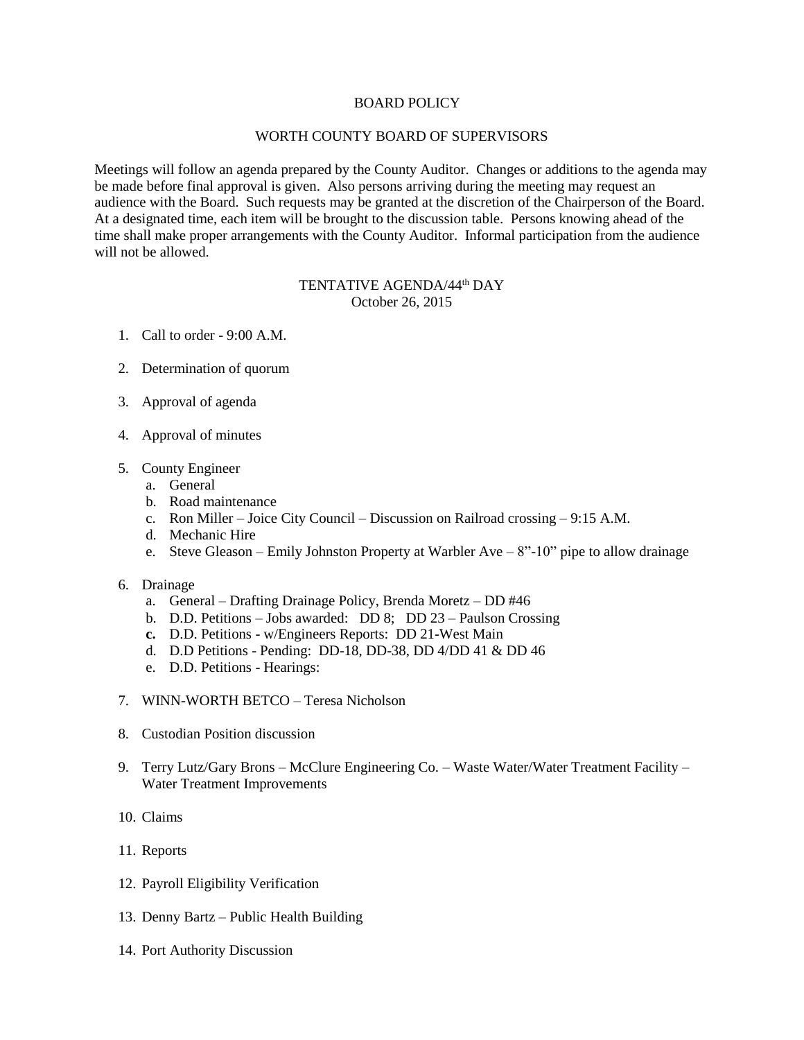# BOARD POLICY

## WORTH COUNTY BOARD OF SUPERVISORS

Meetings will follow an agenda prepared by the County Auditor. Changes or additions to the agenda may be made before final approval is given. Also persons arriving during the meeting may request an audience with the Board. Such requests may be granted at the discretion of the Chairperson of the Board. At a designated time, each item will be brought to the discussion table. Persons knowing ahead of the time shall make proper arrangements with the County Auditor. Informal participation from the audience will not be allowed.

### TENTATIVE AGENDA/44$^{th}$ DAY
October 26, 2015

1. Call to order - 9:00 A.M.
2. Determination of quorum
3. Approval of agenda
4. Approval of minutes
5. County Engineer
   a. General
   b. Road maintenance
   c. Ron Miller – Joice City Council – Discussion on Railroad crossing – 9:15 A.M.
   d. Mechanic Hire
   e. Steve Gleason – Emily Johnston Property at Warbler Ave – 8"-10" pipe to allow drainage
6. Drainage
   a. General – Drafting Drainage Policy, Brenda Moretz – DD #46
   b. D.D. Petitions – Jobs awarded: DD 8; DD 23 – Paulson Crossing
   **c.** D.D. Petitions - w/Engineers Reports: DD 21-West Main
   d. D.D Petitions - Pending: DD-18, DD-38, DD 4/DD 41 & DD 46
   e. D.D. Petitions - Hearings:
7. WINN-WORTH BETCO – Teresa Nicholson
8. Custodian Position discussion
9. Terry Lutz/Gary Brons – McClure Engineering Co. – Waste Water/Water Treatment Facility – Water Treatment Improvements
10. Claims
11. Reports
12. Payroll Eligibility Verification
13. Denny Bartz – Public Health Building
14. Port Authority Discussion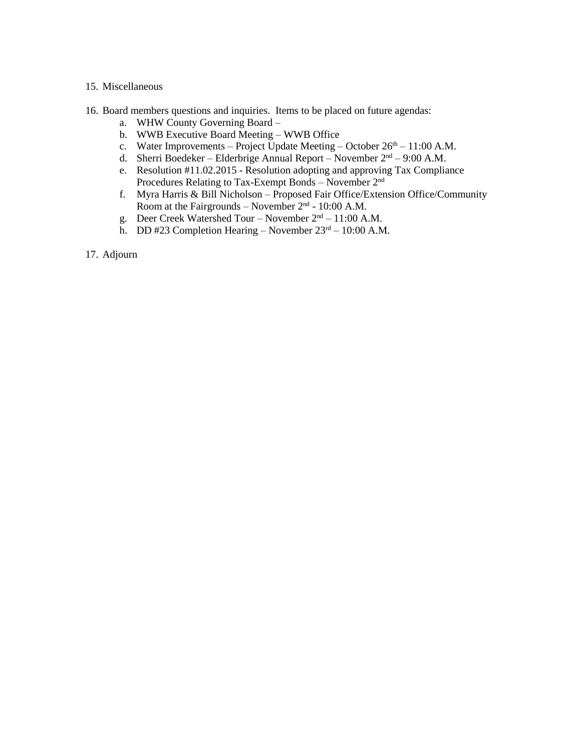15. Miscellaneous

16. Board members questions and inquiries. Items to be placed on future agendas:
    a. WHW County Governing Board –
    b. WWB Executive Board Meeting – WWB Office
    c. Water Improvements – Project Update Meeting – October 26th – 11:00 A.M.
    d. Sherri Boedeker – Elderbrige Annual Report – November 2nd – 9:00 A.M.
    e. Resolution #11.02.2015 - Resolution adopting and approving Tax Compliance Procedures Relating to Tax-Exempt Bonds – November 2nd
    f. Myra Harris & Bill Nicholson – Proposed Fair Office/Extension Office/Community Room at the Fairgrounds – November 2nd - 10:00 A.M.
    g. Deer Creek Watershed Tour – November 2nd – 11:00 A.M.
    h. DD #23 Completion Hearing – November 23rd – 10:00 A.M.

17. Adjourn